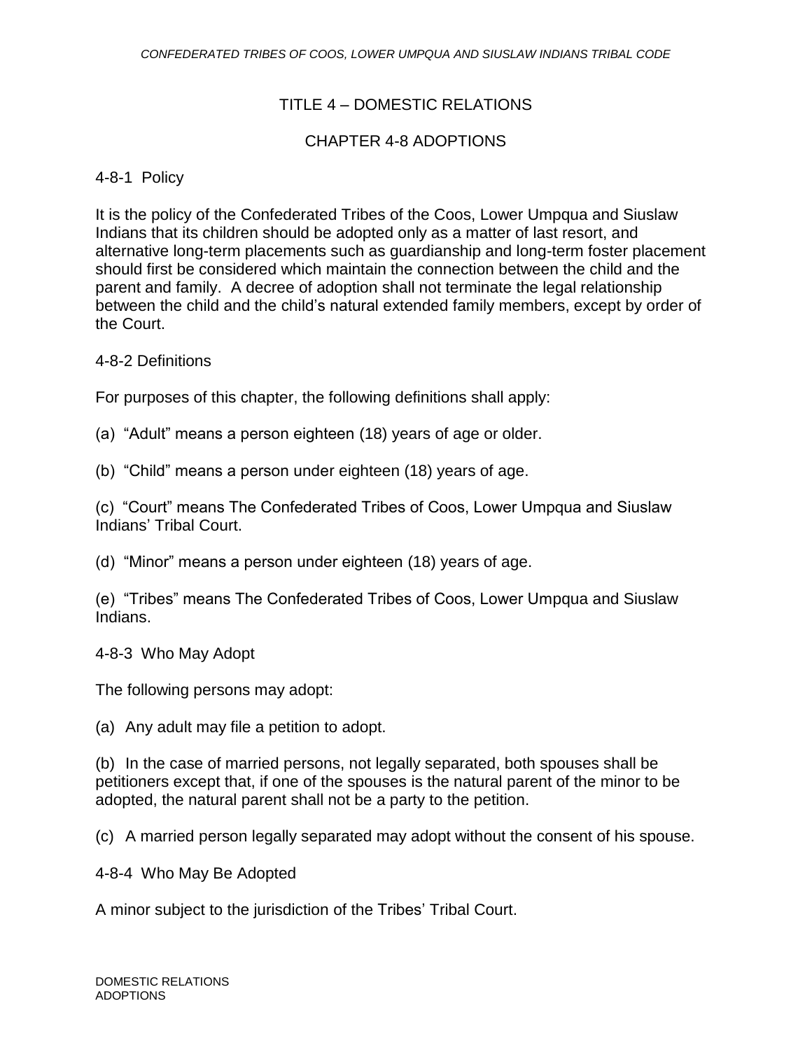# TITLE 4 – DOMESTIC RELATIONS

## CHAPTER 4-8 ADOPTIONS

### 4-8-1 Policy

It is the policy of the Confederated Tribes of the Coos, Lower Umpqua and Siuslaw Indians that its children should be adopted only as a matter of last resort, and alternative long-term placements such as guardianship and long-term foster placement should first be considered which maintain the connection between the child and the parent and family. A decree of adoption shall not terminate the legal relationship between the child and the child's natural extended family members, except by order of the Court.

### 4-8-2 Definitions

For purposes of this chapter, the following definitions shall apply:

(a) "Adult" means a person eighteen (18) years of age or older.

(b) "Child" means a person under eighteen (18) years of age.

(c) "Court" means The Confederated Tribes of Coos, Lower Umpqua and Siuslaw Indians' Tribal Court.

(d) "Minor" means a person under eighteen (18) years of age.

(e) "Tribes" means The Confederated Tribes of Coos, Lower Umpqua and Siuslaw Indians.

### 4-8-3 Who May Adopt

The following persons may adopt:

(a) Any adult may file a petition to adopt.

(b) In the case of married persons, not legally separated, both spouses shall be petitioners except that, if one of the spouses is the natural parent of the minor to be adopted, the natural parent shall not be a party to the petition.

(c) A married person legally separated may adopt without the consent of his spouse.

### 4-8-4 Who May Be Adopted

A minor subject to the jurisdiction of the Tribes' Tribal Court.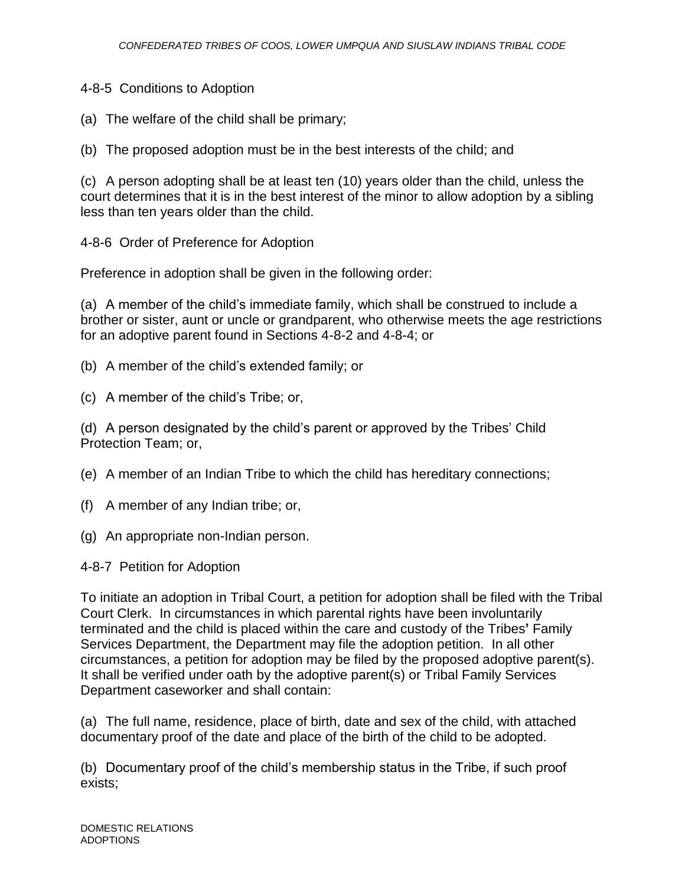4-8-5 Conditions to Adoption

(a) The welfare of the child shall be primary;

(b) The proposed adoption must be in the best interests of the child; and

(c) A person adopting shall be at least ten (10) years older than the child, unless the court determines that it is in the best interest of the minor to allow adoption by a sibling less than ten years older than the child.

4-8-6 Order of Preference for Adoption

Preference in adoption shall be given in the following order:

(a) A member of the child's immediate family, which shall be construed to include a brother or sister, aunt or uncle or grandparent, who otherwise meets the age restrictions for an adoptive parent found in Sections 4-8-2 and 4-8-4; or

(b) A member of the child's extended family; or

(c) A member of the child's Tribe; or,

(d) A person designated by the child's parent or approved by the Tribes' Child Protection Team; or,

(e) A member of an Indian Tribe to which the child has hereditary connections;

(f) A member of any Indian tribe; or,

(g) An appropriate non-Indian person.

4-8-7 Petition for Adoption

To initiate an adoption in Tribal Court, a petition for adoption shall be filed with the Tribal Court Clerk. In circumstances in which parental rights have been involuntarily terminated and the child is placed within the care and custody of the Tribes' Family Services Department, the Department may file the adoption petition. In all other circumstances, a petition for adoption may be filed by the proposed adoptive parent(s). It shall be verified under oath by the adoptive parent(s) or Tribal Family Services Department caseworker and shall contain:

(a) The full name, residence, place of birth, date and sex of the child, with attached documentary proof of the date and place of the birth of the child to be adopted.

(b) Documentary proof of the child's membership status in the Tribe, if such proof exists;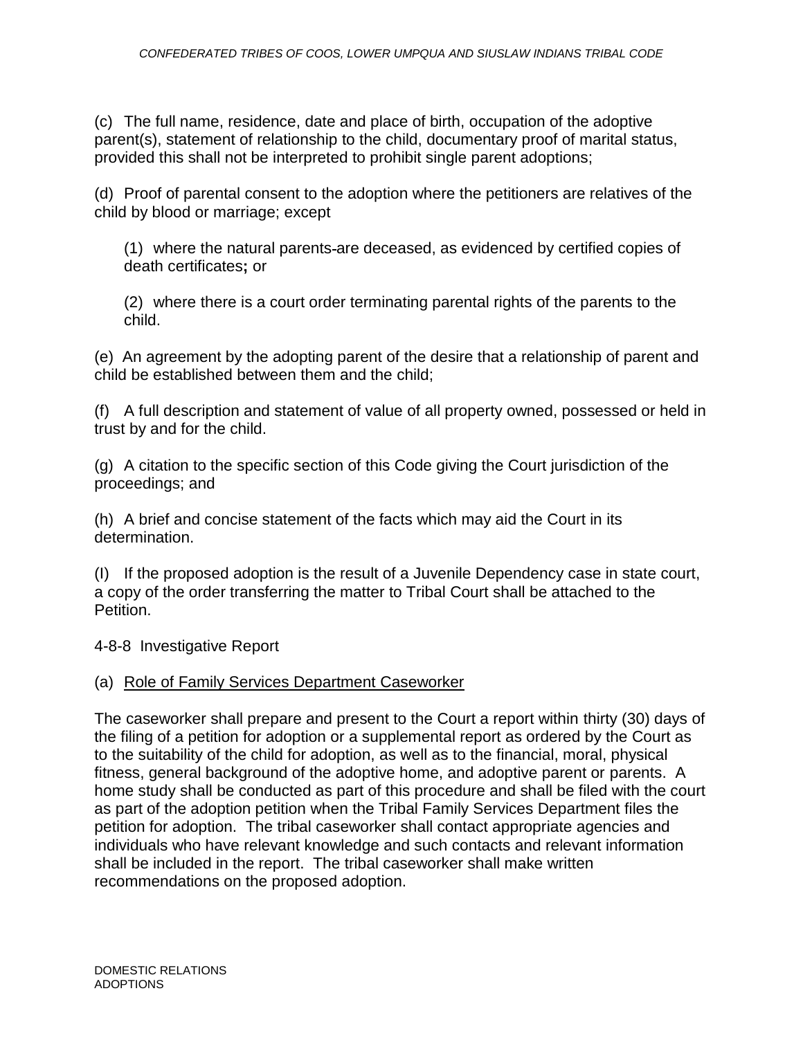(c) The full name, residence, date and place of birth, occupation of the adoptive parent(s), statement of relationship to the child, documentary proof of marital status, provided this shall not be interpreted to prohibit single parent adoptions;

(d) Proof of parental consent to the adoption where the petitioners are relatives of the child by blood or marriage; except

> (1) where the natural parents are deceased, as evidenced by certified copies of death certificates**;** or
>
> (2) where there is a court order terminating parental rights of the parents to the child.

(e) An agreement by the adopting parent of the desire that a relationship of parent and child be established between them and the child;

(f) A full description and statement of value of all property owned, possessed or held in trust by and for the child.

(g) A citation to the specific section of this Code giving the Court jurisdiction of the proceedings; and

(h) A brief and concise statement of the facts which may aid the Court in its determination.

(I) If the proposed adoption is the result of a Juvenile Dependency case in state court, a copy of the order transferring the matter to Tribal Court shall be attached to the Petition.

4-8-8 Investigative Report

(a) <u>Role of Family Services Department Caseworker</u>

The caseworker shall prepare and present to the Court a report within thirty (30) days of the filing of a petition for adoption or a supplemental report as ordered by the Court as to the suitability of the child for adoption, as well as to the financial, moral, physical fitness, general background of the adoptive home, and adoptive parent or parents. A home study shall be conducted as part of this procedure and shall be filed with the court as part of the adoption petition when the Tribal Family Services Department files the petition for adoption. The tribal caseworker shall contact appropriate agencies and individuals who have relevant knowledge and such contacts and relevant information shall be included in the report. The tribal caseworker shall make written recommendations on the proposed adoption.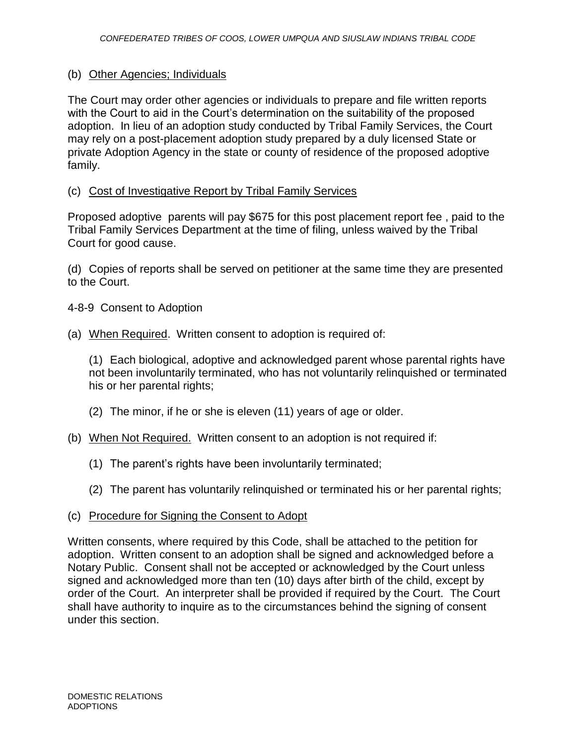(b) Other Agencies; Individuals

The Court may order other agencies or individuals to prepare and file written reports with the Court to aid in the Court's determination on the suitability of the proposed adoption. In lieu of an adoption study conducted by Tribal Family Services, the Court may rely on a post-placement adoption study prepared by a duly licensed State or private Adoption Agency in the state or county of residence of the proposed adoptive family.

(c) Cost of Investigative Report by Tribal Family Services

Proposed adoptive parents will pay $675 for this post placement report fee , paid to the Tribal Family Services Department at the time of filing, unless waived by the Tribal Court for good cause.

(d) Copies of reports shall be served on petitioner at the same time they are presented to the Court.

4-8-9 Consent to Adoption

(a) When Required. Written consent to adoption is required of:

(1) Each biological, adoptive and acknowledged parent whose parental rights have not been involuntarily terminated, who has not voluntarily relinquished or terminated his or her parental rights;

(2) The minor, if he or she is eleven (11) years of age or older.

(b) When Not Required. Written consent to an adoption is not required if:

(1) The parent's rights have been involuntarily terminated;

(2) The parent has voluntarily relinquished or terminated his or her parental rights;

(c) Procedure for Signing the Consent to Adopt

Written consents, where required by this Code, shall be attached to the petition for adoption. Written consent to an adoption shall be signed and acknowledged before a Notary Public. Consent shall not be accepted or acknowledged by the Court unless signed and acknowledged more than ten (10) days after birth of the child, except by order of the Court. An interpreter shall be provided if required by the Court. The Court shall have authority to inquire as to the circumstances behind the signing of consent under this section.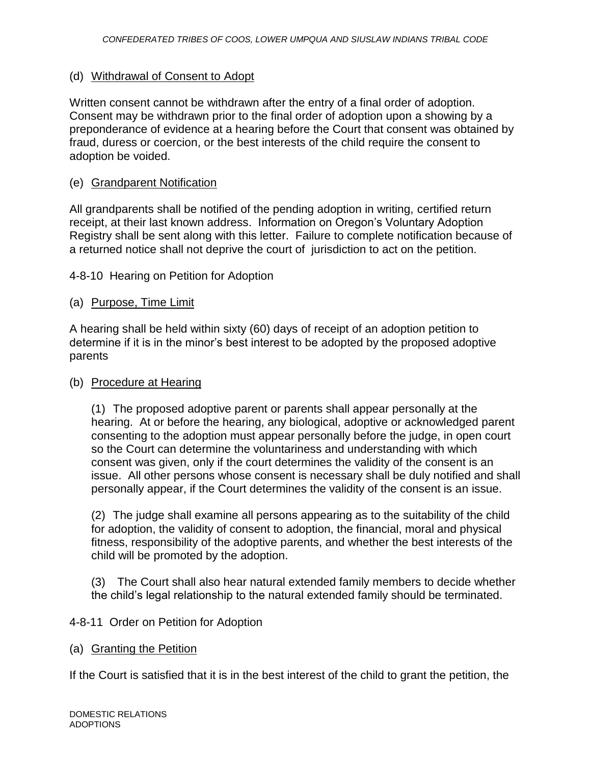(d) Withdrawal of Consent to Adopt

Written consent cannot be withdrawn after the entry of a final order of adoption. Consent may be withdrawn prior to the final order of adoption upon a showing by a preponderance of evidence at a hearing before the Court that consent was obtained by fraud, duress or coercion, or the best interests of the child require the consent to adoption be voided.

(e) Grandparent Notification

All grandparents shall be notified of the pending adoption in writing, certified return receipt, at their last known address. Information on Oregon's Voluntary Adoption Registry shall be sent along with this letter. Failure to complete notification because of a returned notice shall not deprive the court of jurisdiction to act on the petition.

## 4-8-10 Hearing on Petition for Adoption

(a) Purpose, Time Limit

A hearing shall be held within sixty (60) days of receipt of an adoption petition to determine if it is in the minor's best interest to be adopted by the proposed adoptive parents

(b) Procedure at Hearing

(1) The proposed adoptive parent or parents shall appear personally at the hearing. At or before the hearing, any biological, adoptive or acknowledged parent consenting to the adoption must appear personally before the judge, in open court so the Court can determine the voluntariness and understanding with which consent was given, only if the court determines the validity of the consent is an issue. All other persons whose consent is necessary shall be duly notified and shall personally appear, if the Court determines the validity of the consent is an issue.

(2) The judge shall examine all persons appearing as to the suitability of the child for adoption, the validity of consent to adoption, the financial, moral and physical fitness, responsibility of the adoptive parents, and whether the best interests of the child will be promoted by the adoption.

(3) The Court shall also hear natural extended family members to decide whether the child's legal relationship to the natural extended family should be terminated.

## 4-8-11 Order on Petition for Adoption

(a) Granting the Petition

If the Court is satisfied that it is in the best interest of the child to grant the petition, the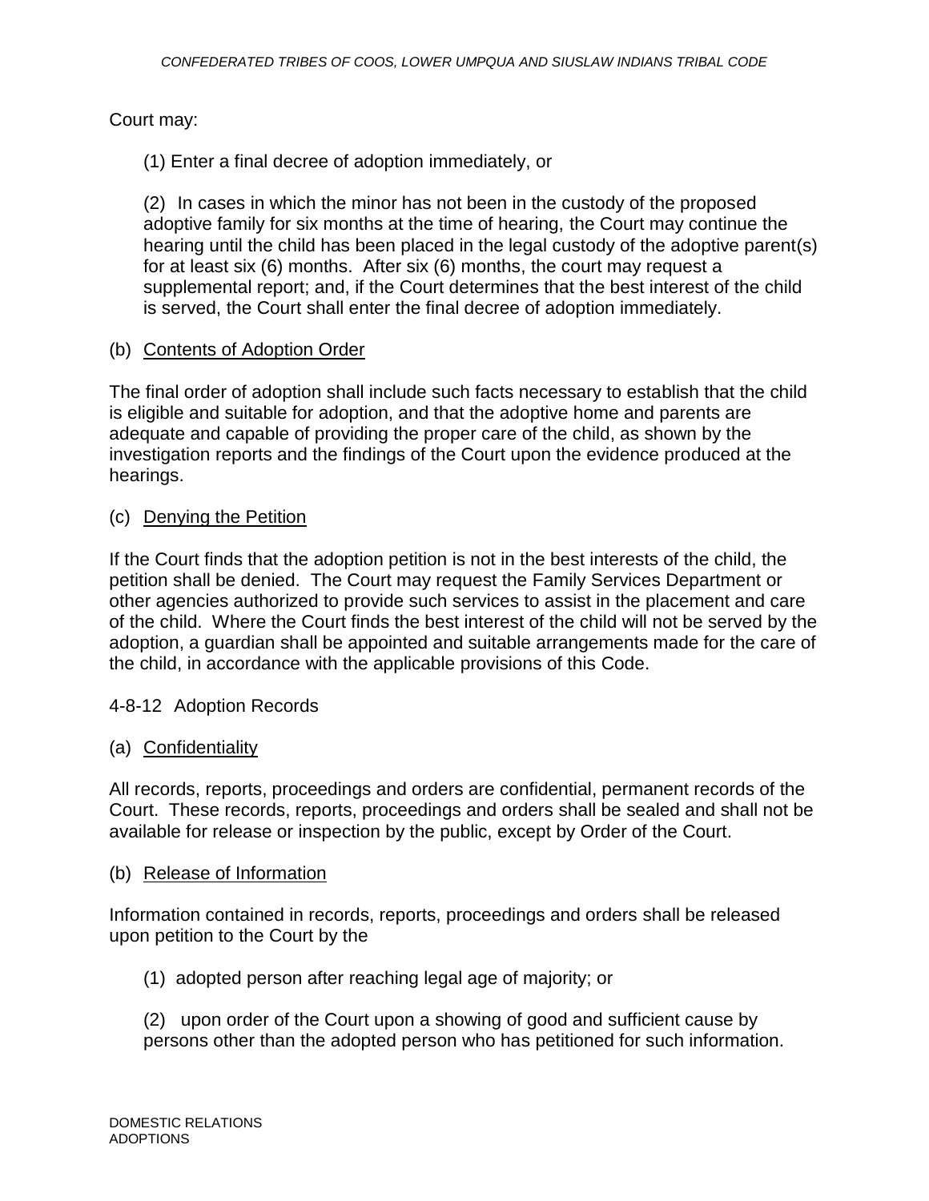Court may:

(1) Enter a final decree of adoption immediately, or

(2) In cases in which the minor has not been in the custody of the proposed adoptive family for six months at the time of hearing, the Court may continue the hearing until the child has been placed in the legal custody of the adoptive parent(s) for at least six (6) months. After six (6) months, the court may request a supplemental report; and, if the Court determines that the best interest of the child is served, the Court shall enter the final decree of adoption immediately.

(b) Contents of Adoption Order

The final order of adoption shall include such facts necessary to establish that the child is eligible and suitable for adoption, and that the adoptive home and parents are adequate and capable of providing the proper care of the child, as shown by the investigation reports and the findings of the Court upon the evidence produced at the hearings.

(c) Denying the Petition

If the Court finds that the adoption petition is not in the best interests of the child, the petition shall be denied. The Court may request the Family Services Department or other agencies authorized to provide such services to assist in the placement and care of the child. Where the Court finds the best interest of the child will not be served by the adoption, a guardian shall be appointed and suitable arrangements made for the care of the child, in accordance with the applicable provisions of this Code.

4-8-12 Adoption Records

(a) Confidentiality

All records, reports, proceedings and orders are confidential, permanent records of the Court. These records, reports, proceedings and orders shall be sealed and shall not be available for release or inspection by the public, except by Order of the Court.

(b) Release of Information

Information contained in records, reports, proceedings and orders shall be released upon petition to the Court by the

(1) adopted person after reaching legal age of majority; or

(2) upon order of the Court upon a showing of good and sufficient cause by persons other than the adopted person who has petitioned for such information.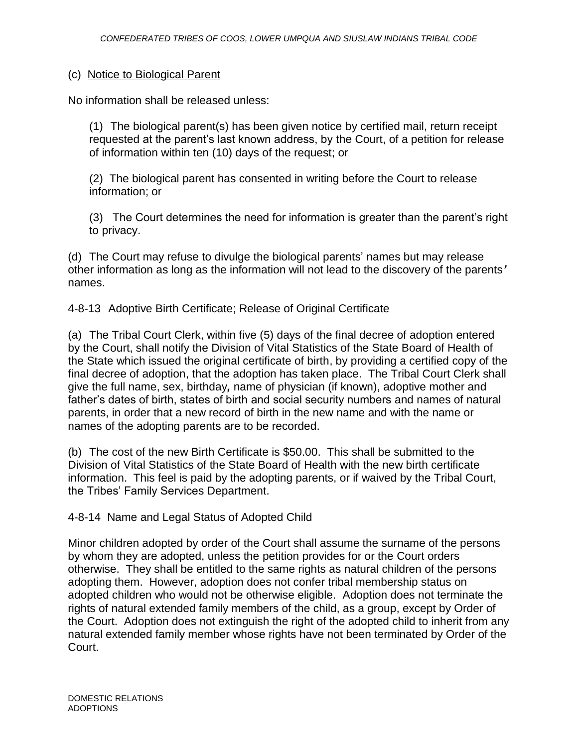(c) Notice to Biological Parent

No information shall be released unless:

(1) The biological parent(s) has been given notice by certified mail, return receipt requested at the parent's last known address, by the Court, of a petition for release of information within ten (10) days of the request; or

(2) The biological parent has consented in writing before the Court to release information; or

(3) The Court determines the need for information is greater than the parent's right to privacy.

(d) The Court may refuse to divulge the biological parents' names but may release other information as long as the information will not lead to the discovery of the parents' names.

4-8-13 Adoptive Birth Certificate; Release of Original Certificate

(a) The Tribal Court Clerk, within five (5) days of the final decree of adoption entered by the Court, shall notify the Division of Vital Statistics of the State Board of Health of the State which issued the original certificate of birth, by providing a certified copy of the final decree of adoption, that the adoption has taken place. The Tribal Court Clerk shall give the full name, sex, birthday*,* name of physician (if known), adoptive mother and father's dates of birth, states of birth and social security numbers and names of natural parents, in order that a new record of birth in the new name and with the name or names of the adopting parents are to be recorded.

(b) The cost of the new Birth Certificate is $50.00. This shall be submitted to the Division of Vital Statistics of the State Board of Health with the new birth certificate information. This feel is paid by the adopting parents, or if waived by the Tribal Court, the Tribes' Family Services Department.

4-8-14 Name and Legal Status of Adopted Child

Minor children adopted by order of the Court shall assume the surname of the persons by whom they are adopted, unless the petition provides for or the Court orders otherwise. They shall be entitled to the same rights as natural children of the persons adopting them. However, adoption does not confer tribal membership status on adopted children who would not be otherwise eligible. Adoption does not terminate the rights of natural extended family members of the child, as a group, except by Order of the Court. Adoption does not extinguish the right of the adopted child to inherit from any natural extended family member whose rights have not been terminated by Order of the Court.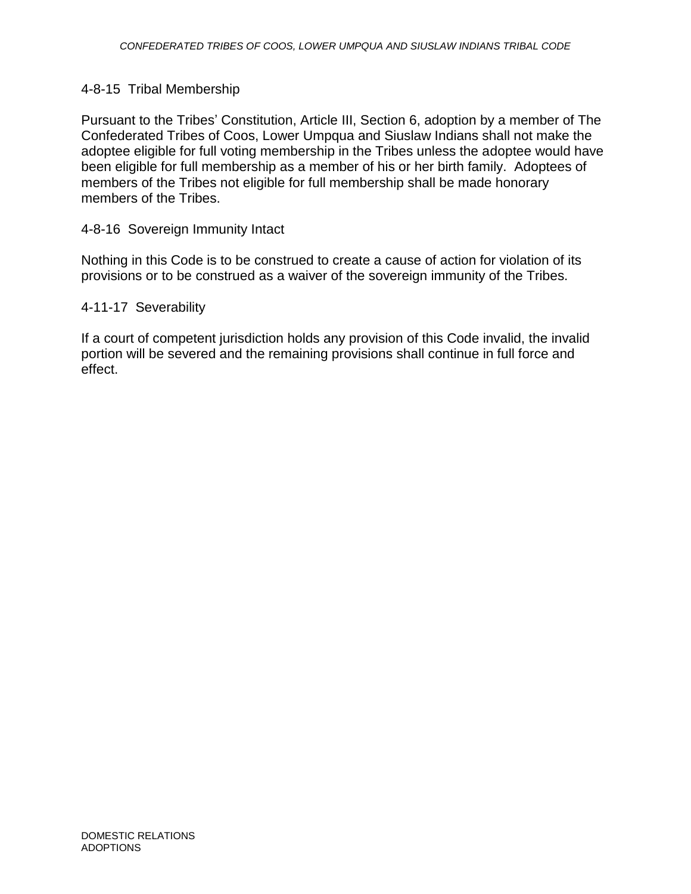## 4-8-15 Tribal Membership

Pursuant to the Tribes' Constitution, Article III, Section 6, adoption by a member of The Confederated Tribes of Coos, Lower Umpqua and Siuslaw Indians shall not make the adoptee eligible for full voting membership in the Tribes unless the adoptee would have been eligible for full membership as a member of his or her birth family. Adoptees of members of the Tribes not eligible for full membership shall be made honorary members of the Tribes.

## 4-8-16 Sovereign Immunity Intact

Nothing in this Code is to be construed to create a cause of action for violation of its provisions or to be construed as a waiver of the sovereign immunity of the Tribes.

## 4-11-17 Severability

If a court of competent jurisdiction holds any provision of this Code invalid, the invalid portion will be severed and the remaining provisions shall continue in full force and effect.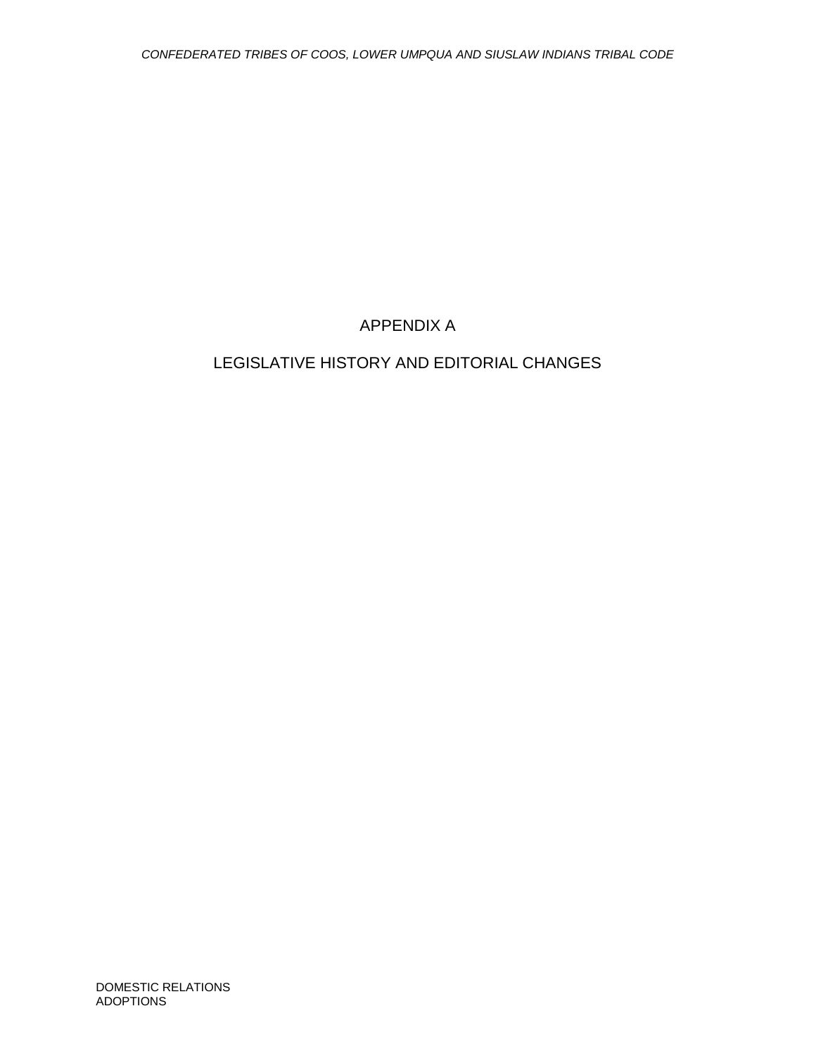# APPENDIX A

# LEGISLATIVE HISTORY AND EDITORIAL CHANGES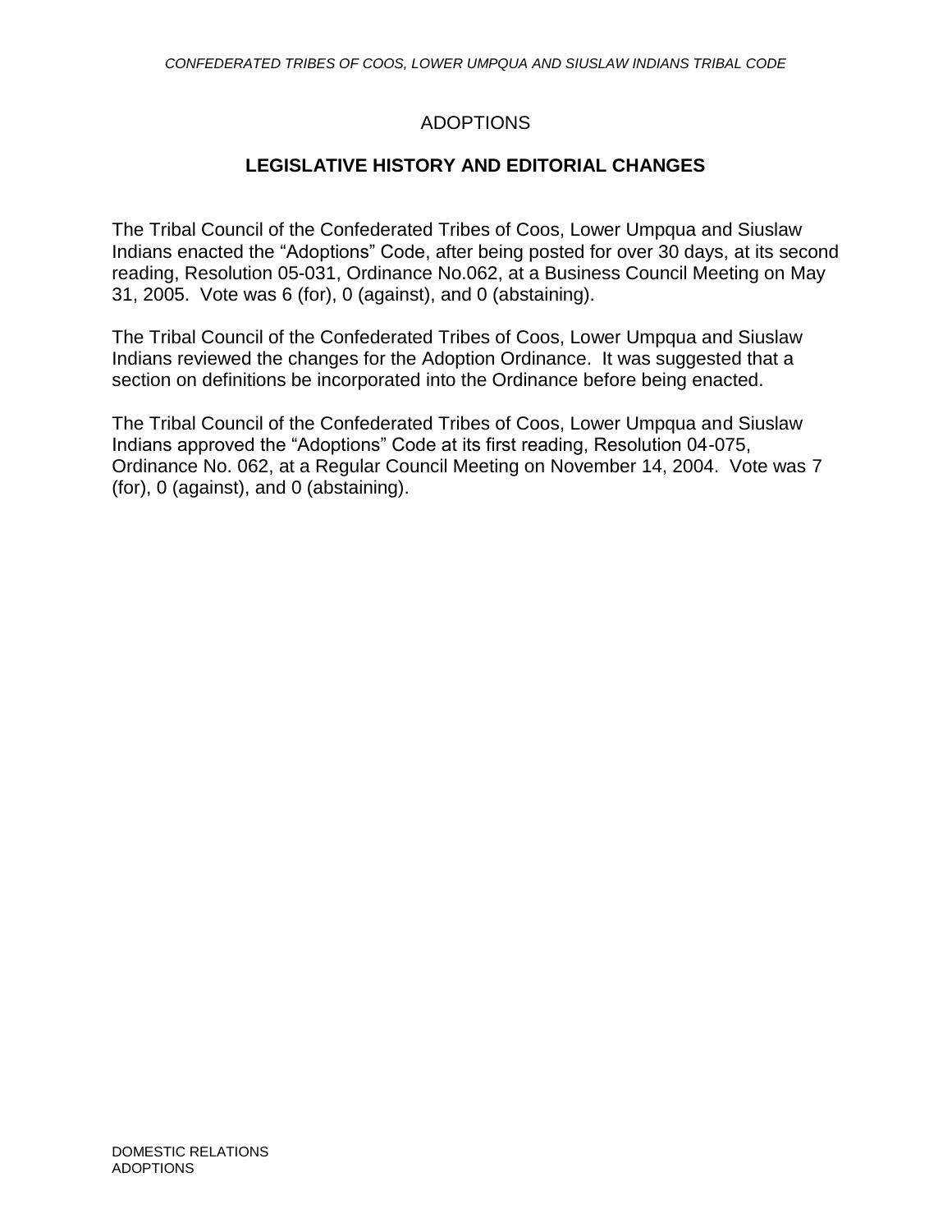## ADOPTIONS

### LEGISLATIVE HISTORY AND EDITORIAL CHANGES

The Tribal Council of the Confederated Tribes of Coos, Lower Umpqua and Siuslaw Indians enacted the “Adoptions” Code, after being posted for over 30 days, at its second reading, Resolution 05-031, Ordinance No.062, at a Business Council Meeting on May 31, 2005. Vote was 6 (for), 0 (against), and 0 (abstaining).

The Tribal Council of the Confederated Tribes of Coos, Lower Umpqua and Siuslaw Indians reviewed the changes for the Adoption Ordinance. It was suggested that a section on definitions be incorporated into the Ordinance before being enacted.

The Tribal Council of the Confederated Tribes of Coos, Lower Umpqua and Siuslaw Indians approved the “Adoptions” Code at its first reading, Resolution 04-075, Ordinance No. 062, at a Regular Council Meeting on November 14, 2004. Vote was 7 (for), 0 (against), and 0 (abstaining).